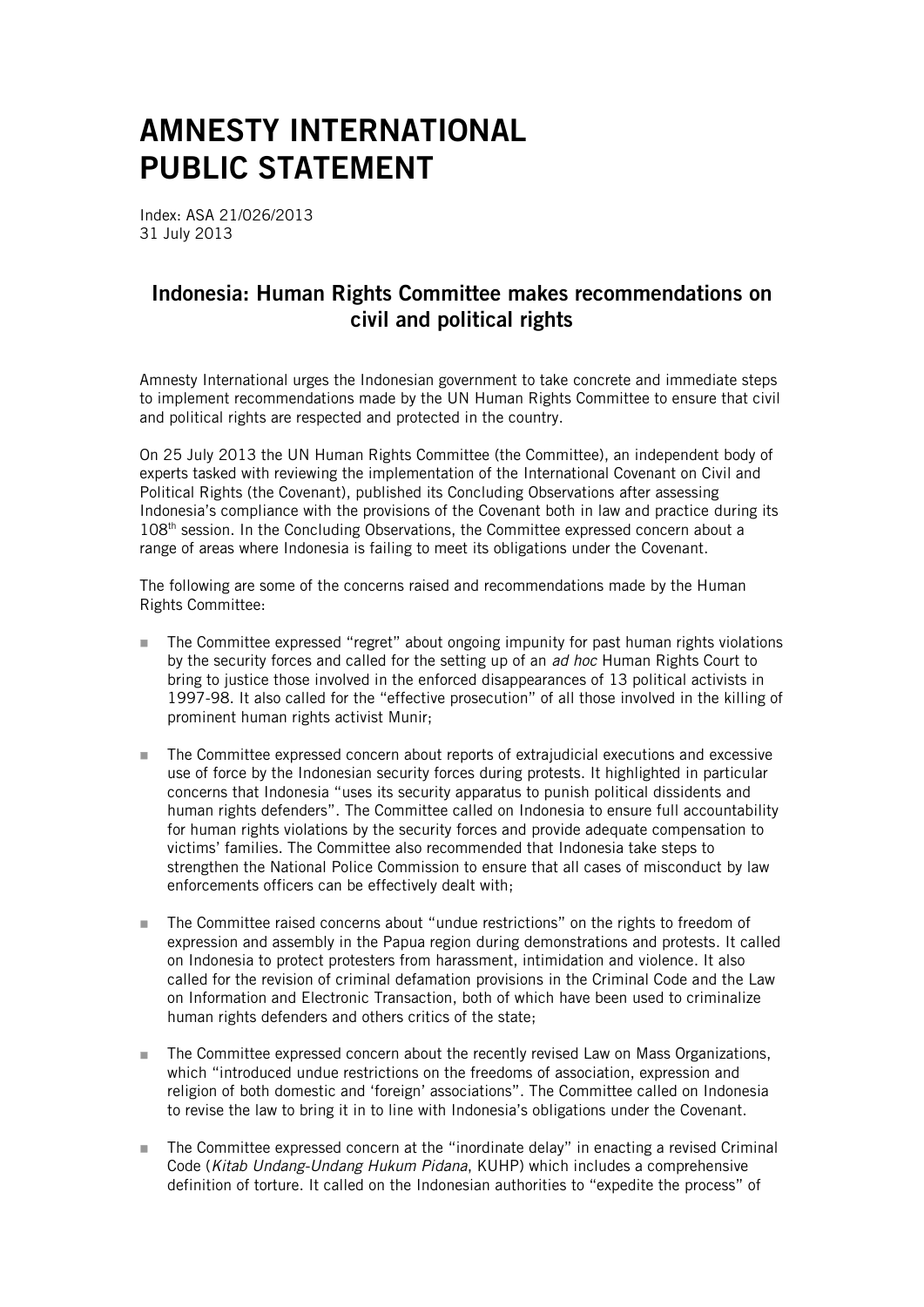# AMNESTY INTERNATIONAL PUBLIC STATEMENT

Index: ASA 21/026/2013
31 July 2013

## Indonesia: Human Rights Committee makes recommendations on civil and political rights

Amnesty International urges the Indonesian government to take concrete and immediate steps to implement recommendations made by the UN Human Rights Committee to ensure that civil and political rights are respected and protected in the country.

On 25 July 2013 the UN Human Rights Committee (the Committee), an independent body of experts tasked with reviewing the implementation of the International Covenant on Civil and Political Rights (the Covenant), published its Concluding Observations after assessing Indonesia's compliance with the provisions of the Covenant both in law and practice during its 108th session. In the Concluding Observations, the Committee expressed concern about a range of areas where Indonesia is failing to meet its obligations under the Covenant.

The following are some of the concerns raised and recommendations made by the Human Rights Committee:

- The Committee expressed "regret" about ongoing impunity for past human rights violations by the security forces and called for the setting up of an *ad hoc* Human Rights Court to bring to justice those involved in the enforced disappearances of 13 political activists in 1997-98. It also called for the "effective prosecution" of all those involved in the killing of prominent human rights activist Munir;

- The Committee expressed concern about reports of extrajudicial executions and excessive use of force by the Indonesian security forces during protests. It highlighted in particular concerns that Indonesia "uses its security apparatus to punish political dissidents and human rights defenders". The Committee called on Indonesia to ensure full accountability for human rights violations by the security forces and provide adequate compensation to victims' families. The Committee also recommended that Indonesia take steps to strengthen the National Police Commission to ensure that all cases of misconduct by law enforcements officers can be effectively dealt with;

- The Committee raised concerns about "undue restrictions" on the rights to freedom of expression and assembly in the Papua region during demonstrations and protests. It called on Indonesia to protect protesters from harassment, intimidation and violence. It also called for the revision of criminal defamation provisions in the Criminal Code and the Law on Information and Electronic Transaction, both of which have been used to criminalize human rights defenders and others critics of the state;

- The Committee expressed concern about the recently revised Law on Mass Organizations, which "introduced undue restrictions on the freedoms of association, expression and religion of both domestic and 'foreign' associations". The Committee called on Indonesia to revise the law to bring it in to line with Indonesia's obligations under the Covenant.

- The Committee expressed concern at the "inordinate delay" in enacting a revised Criminal Code (*Kitab Undang-Undang Hukum Pidana*, KUHP) which includes a comprehensive definition of torture. It called on the Indonesian authorities to "expedite the process" of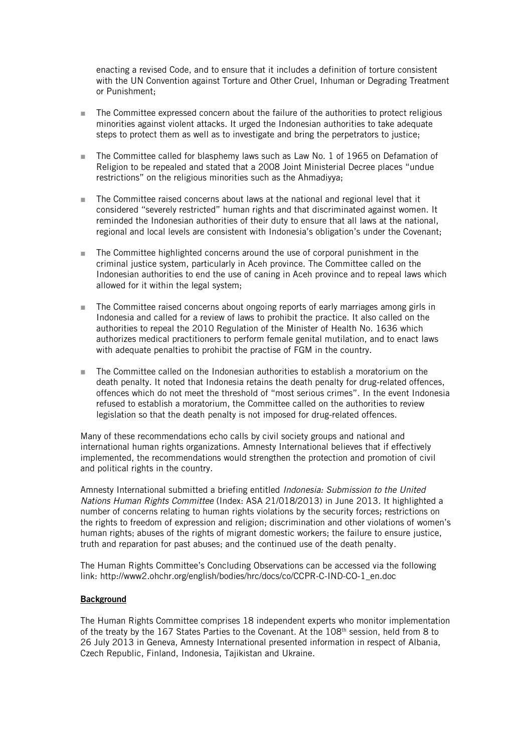enacting a revised Code, and to ensure that it includes a definition of torture consistent with the UN Convention against Torture and Other Cruel, Inhuman or Degrading Treatment or Punishment;

- The Committee expressed concern about the failure of the authorities to protect religious minorities against violent attacks. It urged the Indonesian authorities to take adequate steps to protect them as well as to investigate and bring the perpetrators to justice;
- The Committee called for blasphemy laws such as Law No. 1 of 1965 on Defamation of Religion to be repealed and stated that a 2008 Joint Ministerial Decree places "undue restrictions" on the religious minorities such as the Ahmadiyya;
- The Committee raised concerns about laws at the national and regional level that it considered "severely restricted" human rights and that discriminated against women. It reminded the Indonesian authorities of their duty to ensure that all laws at the national, regional and local levels are consistent with Indonesia's obligation's under the Covenant;
- The Committee highlighted concerns around the use of corporal punishment in the criminal justice system, particularly in Aceh province. The Committee called on the Indonesian authorities to end the use of caning in Aceh province and to repeal laws which allowed for it within the legal system;
- The Committee raised concerns about ongoing reports of early marriages among girls in Indonesia and called for a review of laws to prohibit the practice. It also called on the authorities to repeal the 2010 Regulation of the Minister of Health No. 1636 which authorizes medical practitioners to perform female genital mutilation, and to enact laws with adequate penalties to prohibit the practise of FGM in the country.
- The Committee called on the Indonesian authorities to establish a moratorium on the death penalty. It noted that Indonesia retains the death penalty for drug-related offences, offences which do not meet the threshold of "most serious crimes". In the event Indonesia refused to establish a moratorium, the Committee called on the authorities to review legislation so that the death penalty is not imposed for drug-related offences.

Many of these recommendations echo calls by civil society groups and national and international human rights organizations. Amnesty International believes that if effectively implemented, the recommendations would strengthen the protection and promotion of civil and political rights in the country.

Amnesty International submitted a briefing entitled *Indonesia: Submission to the United Nations Human Rights Committee* (Index: ASA 21/018/2013) in June 2013. It highlighted a number of concerns relating to human rights violations by the security forces; restrictions on the rights to freedom of expression and religion; discrimination and other violations of women's human rights; abuses of the rights of migrant domestic workers; the failure to ensure justice, truth and reparation for past abuses; and the continued use of the death penalty.

The Human Rights Committee's Concluding Observations can be accessed via the following link: http://www2.ohchr.org/english/bodies/hrc/docs/co/CCPR-C-IND-CO-1_en.doc

**Background**

The Human Rights Committee comprises 18 independent experts who monitor implementation of the treaty by the 167 States Parties to the Covenant. At the 108th session, held from 8 to 26 July 2013 in Geneva, Amnesty International presented information in respect of Albania, Czech Republic, Finland, Indonesia, Tajikistan and Ukraine.